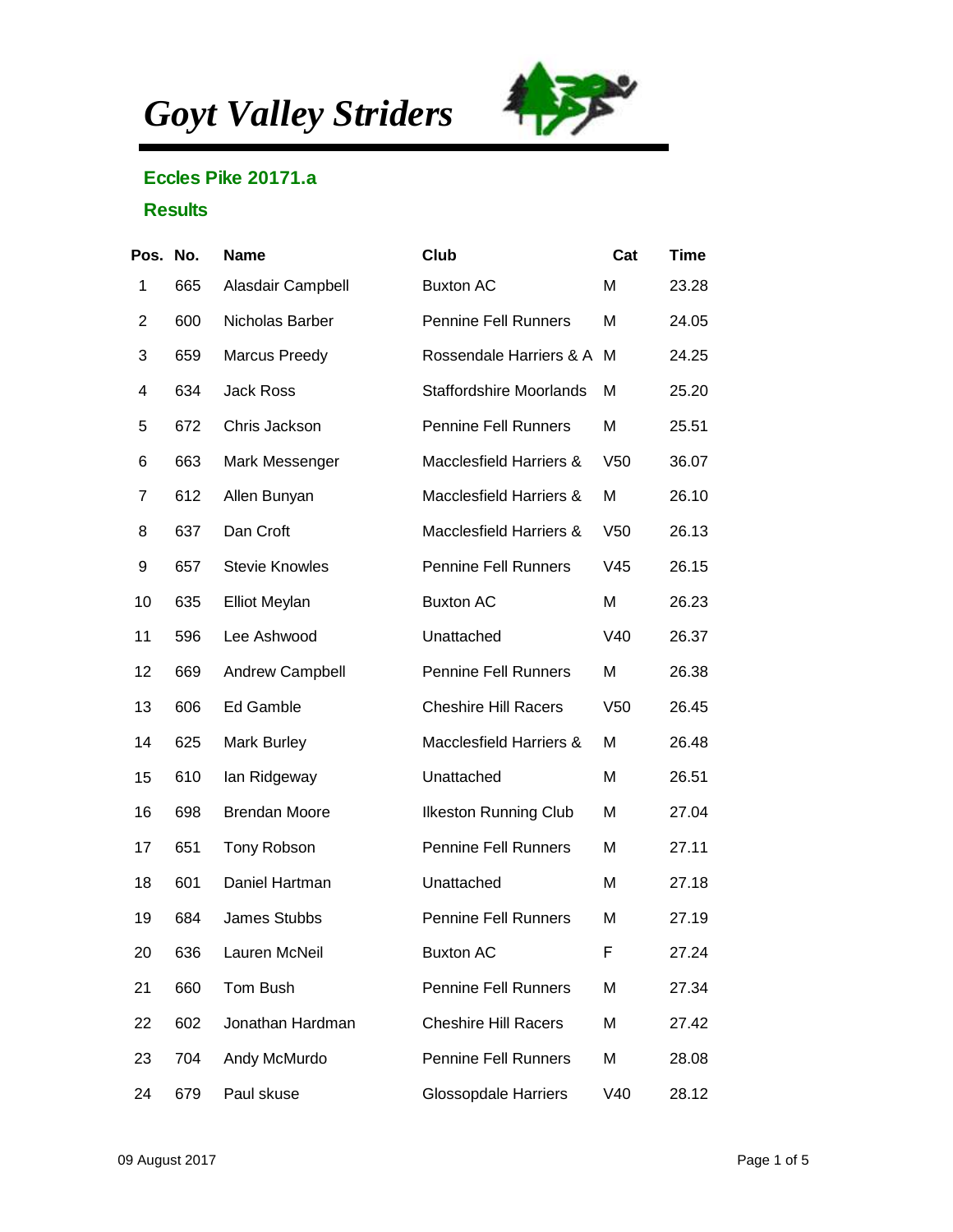# *Goyt Valley Striders*

## Eccles Pike 20171.a

## Results

| Pos. | No. | Name | Club | Cat | Time |
|---|---|---|---|---|---|
| 1 | 665 | Alasdair Campbell | Buxton AC | M | 23.28 |
| 2 | 600 | Nicholas Barber | Pennine Fell Runners | M | 24.05 |
| 3 | 659 | Marcus Preedy | Rossendale Harriers & A | M | 24.25 |
| 4 | 634 | Jack Ross | Staffordshire Moorlands | M | 25.20 |
| 5 | 672 | Chris Jackson | Pennine Fell Runners | M | 25.51 |
| 6 | 663 | Mark Messenger | Macclesfield Harriers & | V50 | 36.07 |
| 7 | 612 | Allen Bunyan | Macclesfield Harriers & | M | 26.10 |
| 8 | 637 | Dan Croft | Macclesfield Harriers & | V50 | 26.13 |
| 9 | 657 | Stevie Knowles | Pennine Fell Runners | V45 | 26.15 |
| 10 | 635 | Elliot Meylan | Buxton AC | M | 26.23 |
| 11 | 596 | Lee Ashwood | Unattached | V40 | 26.37 |
| 12 | 669 | Andrew Campbell | Pennine Fell Runners | M | 26.38 |
| 13 | 606 | Ed Gamble | Cheshire Hill Racers | V50 | 26.45 |
| 14 | 625 | Mark Burley | Macclesfield Harriers & | M | 26.48 |
| 15 | 610 | Ian Ridgeway | Unattached | M | 26.51 |
| 16 | 698 | Brendan Moore | Ilkeston Running Club | M | 27.04 |
| 17 | 651 | Tony Robson | Pennine Fell Runners | M | 27.11 |
| 18 | 601 | Daniel Hartman | Unattached | M | 27.18 |
| 19 | 684 | James Stubbs | Pennine Fell Runners | M | 27.19 |
| 20 | 636 | Lauren McNeil | Buxton AC | F | 27.24 |
| 21 | 660 | Tom Bush | Pennine Fell Runners | M | 27.34 |
| 22 | 602 | Jonathan Hardman | Cheshire Hill Racers | M | 27.42 |
| 23 | 704 | Andy McMurdo | Pennine Fell Runners | M | 28.08 |
| 24 | 679 | Paul skuse | Glossopdale Harriers | V40 | 28.12 |

09 August 2017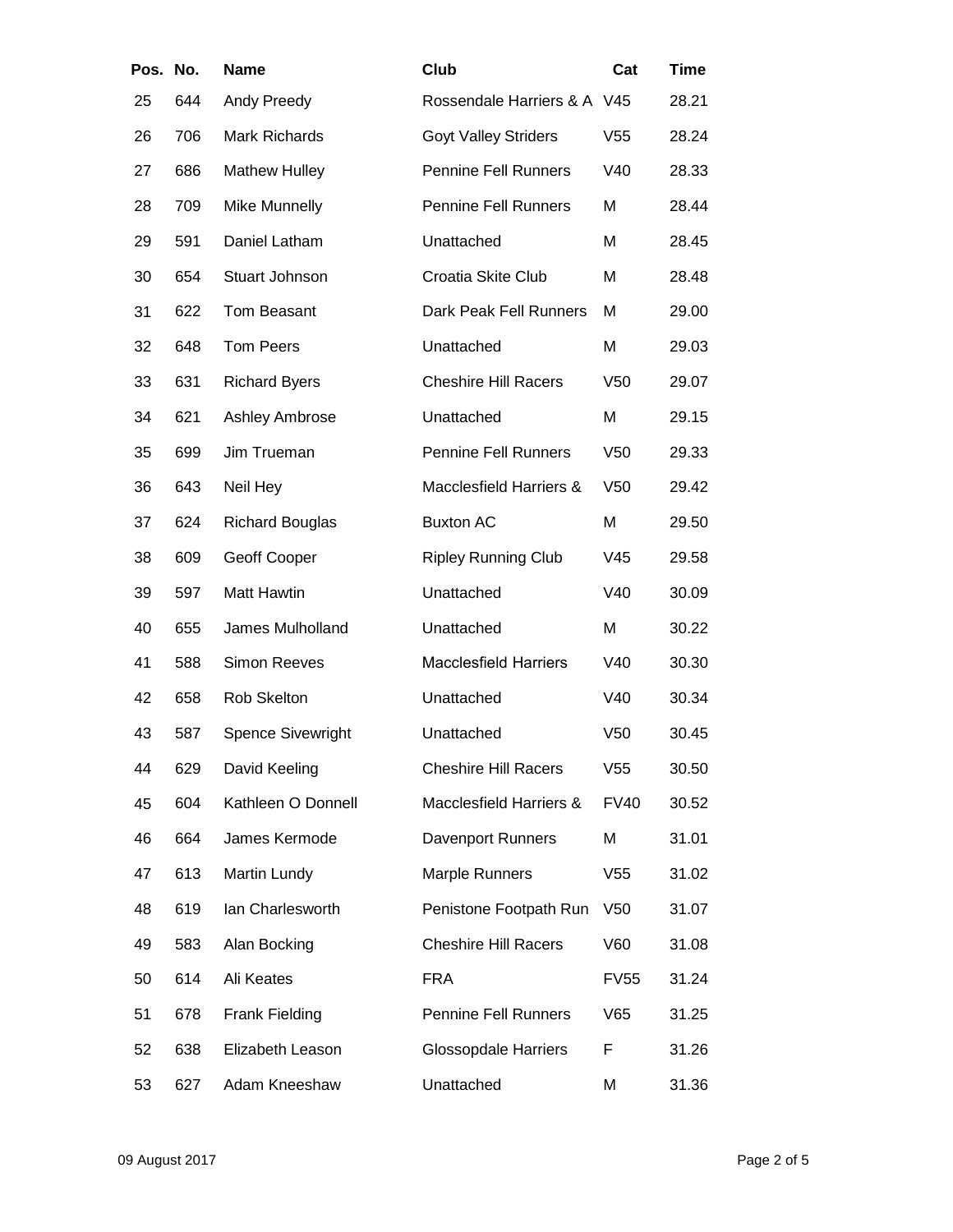| Pos. | No. | Name | Club | Cat | Time |
|---|---|---|---|---|---|
| 25 | 644 | Andy Preedy | Rossendale Harriers & A | V45 | 28.21 |
| 26 | 706 | Mark Richards | Goyt Valley Striders | V55 | 28.24 |
| 27 | 686 | Mathew Hulley | Pennine Fell Runners | V40 | 28.33 |
| 28 | 709 | Mike Munnelly | Pennine Fell Runners | M | 28.44 |
| 29 | 591 | Daniel Latham | Unattached | M | 28.45 |
| 30 | 654 | Stuart Johnson | Croatia Skite Club | M | 28.48 |
| 31 | 622 | Tom Beasant | Dark Peak Fell Runners | M | 29.00 |
| 32 | 648 | Tom Peers | Unattached | M | 29.03 |
| 33 | 631 | Richard Byers | Cheshire Hill Racers | V50 | 29.07 |
| 34 | 621 | Ashley Ambrose | Unattached | M | 29.15 |
| 35 | 699 | Jim Trueman | Pennine Fell Runners | V50 | 29.33 |
| 36 | 643 | Neil Hey | Macclesfield Harriers & | V50 | 29.42 |
| 37 | 624 | Richard Bouglas | Buxton AC | M | 29.50 |
| 38 | 609 | Geoff Cooper | Ripley Running Club | V45 | 29.58 |
| 39 | 597 | Matt Hawtin | Unattached | V40 | 30.09 |
| 40 | 655 | James Mulholland | Unattached | M | 30.22 |
| 41 | 588 | Simon Reeves | Macclesfield Harriers | V40 | 30.30 |
| 42 | 658 | Rob Skelton | Unattached | V40 | 30.34 |
| 43 | 587 | Spence Sivewright | Unattached | V50 | 30.45 |
| 44 | 629 | David Keeling | Cheshire Hill Racers | V55 | 30.50 |
| 45 | 604 | Kathleen O Donnell | Macclesfield Harriers & | FV40 | 30.52 |
| 46 | 664 | James Kermode | Davenport Runners | M | 31.01 |
| 47 | 613 | Martin Lundy | Marple Runners | V55 | 31.02 |
| 48 | 619 | Ian Charlesworth | Penistone Footpath Run | V50 | 31.07 |
| 49 | 583 | Alan Bocking | Cheshire Hill Racers | V60 | 31.08 |
| 50 | 614 | Ali Keates | FRA | FV55 | 31.24 |
| 51 | 678 | Frank Fielding | Pennine Fell Runners | V65 | 31.25 |
| 52 | 638 | Elizabeth Leason | Glossopdale Harriers | F | 31.26 |
| 53 | 627 | Adam Kneeshaw | Unattached | M | 31.36 |

09 August 2017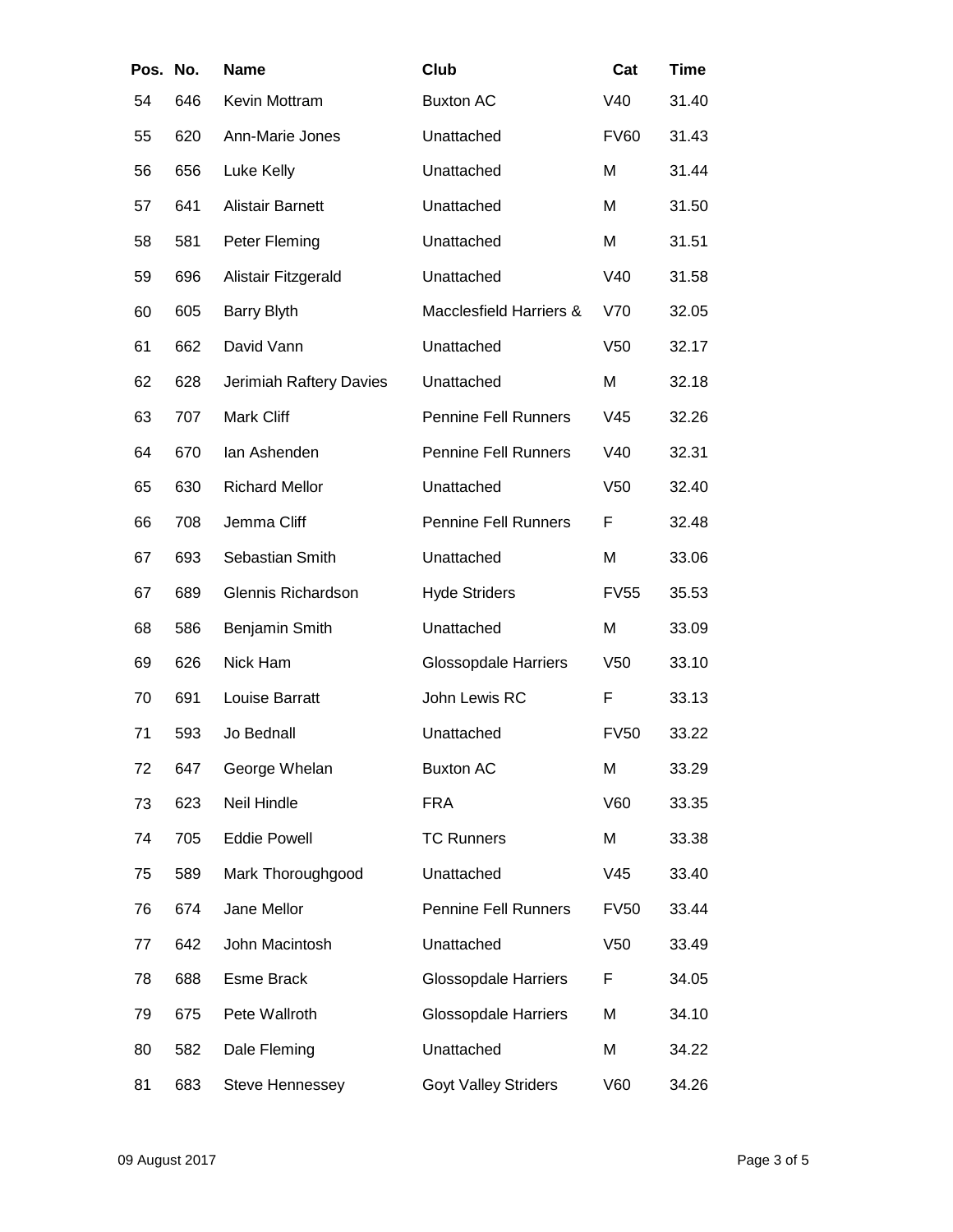| Pos. | No. | Name | Club | Cat | Time |
|---|---|---|---|---|---|
| 54 | 646 | Kevin Mottram | Buxton AC | V40 | 31.40 |
| 55 | 620 | Ann-Marie Jones | Unattached | FV60 | 31.43 |
| 56 | 656 | Luke Kelly | Unattached | M | 31.44 |
| 57 | 641 | Alistair Barnett | Unattached | M | 31.50 |
| 58 | 581 | Peter Fleming | Unattached | M | 31.51 |
| 59 | 696 | Alistair Fitzgerald | Unattached | V40 | 31.58 |
| 60 | 605 | Barry Blyth | Macclesfield Harriers & | V70 | 32.05 |
| 61 | 662 | David Vann | Unattached | V50 | 32.17 |
| 62 | 628 | Jerimiah Raftery Davies | Unattached | M | 32.18 |
| 63 | 707 | Mark Cliff | Pennine Fell Runners | V45 | 32.26 |
| 64 | 670 | Ian Ashenden | Pennine Fell Runners | V40 | 32.31 |
| 65 | 630 | Richard Mellor | Unattached | V50 | 32.40 |
| 66 | 708 | Jemma Cliff | Pennine Fell Runners | F | 32.48 |
| 67 | 693 | Sebastian Smith | Unattached | M | 33.06 |
| 67 | 689 | Glennis Richardson | Hyde Striders | FV55 | 35.53 |
| 68 | 586 | Benjamin Smith | Unattached | M | 33.09 |
| 69 | 626 | Nick Ham | Glossopdale Harriers | V50 | 33.10 |
| 70 | 691 | Louise Barratt | John Lewis RC | F | 33.13 |
| 71 | 593 | Jo Bednall | Unattached | FV50 | 33.22 |
| 72 | 647 | George Whelan | Buxton AC | M | 33.29 |
| 73 | 623 | Neil Hindle | FRA | V60 | 33.35 |
| 74 | 705 | Eddie Powell | TC Runners | M | 33.38 |
| 75 | 589 | Mark Thoroughgood | Unattached | V45 | 33.40 |
| 76 | 674 | Jane Mellor | Pennine Fell Runners | FV50 | 33.44 |
| 77 | 642 | John Macintosh | Unattached | V50 | 33.49 |
| 78 | 688 | Esme Brack | Glossopdale Harriers | F | 34.05 |
| 79 | 675 | Pete Wallroth | Glossopdale Harriers | M | 34.10 |
| 80 | 582 | Dale Fleming | Unattached | M | 34.22 |
| 81 | 683 | Steve Hennessey | Goyt Valley Striders | V60 | 34.26 |

09 August 2017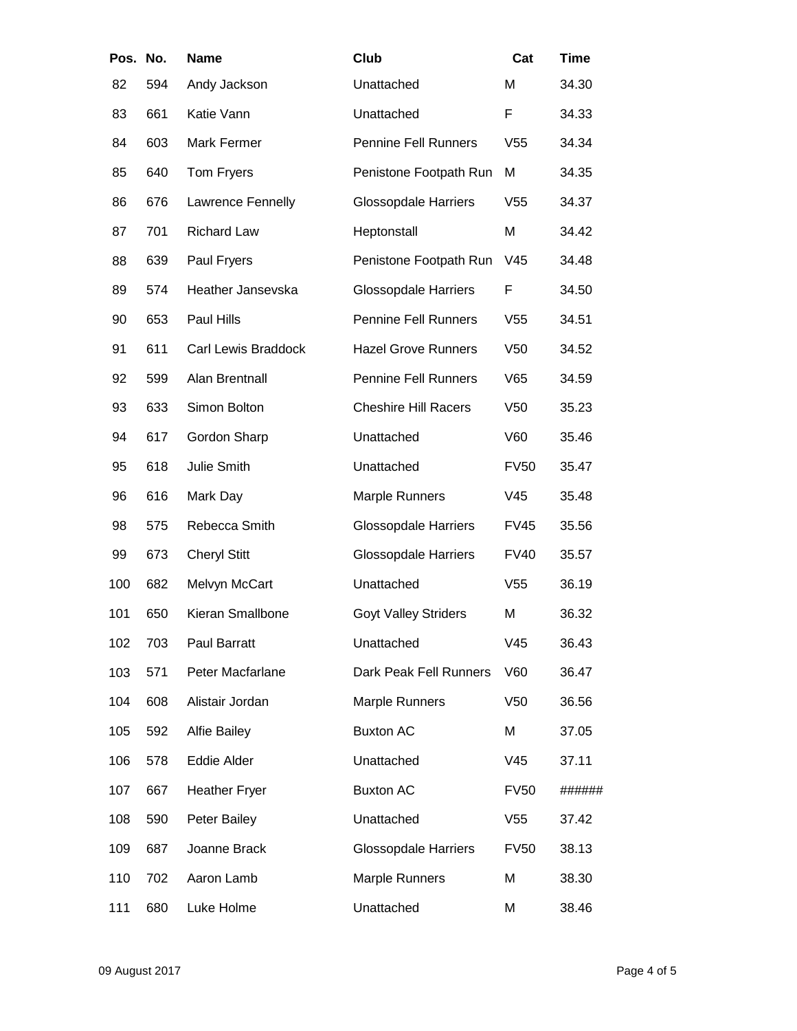| Pos. | No. | Name | Club | Cat | Time |
|---|---|---|---|---|---|
| 82 | 594 | Andy Jackson | Unattached | M | 34.30 |
| 83 | 661 | Katie Vann | Unattached | F | 34.33 |
| 84 | 603 | Mark Fermer | Pennine Fell Runners | V55 | 34.34 |
| 85 | 640 | Tom Fryers | Penistone Footpath Run | M | 34.35 |
| 86 | 676 | Lawrence Fennelly | Glossopdale Harriers | V55 | 34.37 |
| 87 | 701 | Richard Law | Heptonstall | M | 34.42 |
| 88 | 639 | Paul Fryers | Penistone Footpath Run | V45 | 34.48 |
| 89 | 574 | Heather Jansevska | Glossopdale Harriers | F | 34.50 |
| 90 | 653 | Paul Hills | Pennine Fell Runners | V55 | 34.51 |
| 91 | 611 | Carl Lewis Braddock | Hazel Grove Runners | V50 | 34.52 |
| 92 | 599 | Alan Brentnall | Pennine Fell Runners | V65 | 34.59 |
| 93 | 633 | Simon Bolton | Cheshire Hill Racers | V50 | 35.23 |
| 94 | 617 | Gordon Sharp | Unattached | V60 | 35.46 |
| 95 | 618 | Julie Smith | Unattached | FV50 | 35.47 |
| 96 | 616 | Mark Day | Marple Runners | V45 | 35.48 |
| 98 | 575 | Rebecca Smith | Glossopdale Harriers | FV45 | 35.56 |
| 99 | 673 | Cheryl Stitt | Glossopdale Harriers | FV40 | 35.57 |
| 100 | 682 | Melvyn McCart | Unattached | V55 | 36.19 |
| 101 | 650 | Kieran Smallbone | Goyt Valley Striders | M | 36.32 |
| 102 | 703 | Paul Barratt | Unattached | V45 | 36.43 |
| 103 | 571 | Peter Macfarlane | Dark Peak Fell Runners | V60 | 36.47 |
| 104 | 608 | Alistair Jordan | Marple Runners | V50 | 36.56 |
| 105 | 592 | Alfie Bailey | Buxton AC | M | 37.05 |
| 106 | 578 | Eddie Alder | Unattached | V45 | 37.11 |
| 107 | 667 | Heather Fryer | Buxton AC | FV50 | ###### |
| 108 | 590 | Peter Bailey | Unattached | V55 | 37.42 |
| 109 | 687 | Joanne Brack | Glossopdale Harriers | FV50 | 38.13 |
| 110 | 702 | Aaron Lamb | Marple Runners | M | 38.30 |
| 111 | 680 | Luke Holme | Unattached | M | 38.46 |

09 August 2017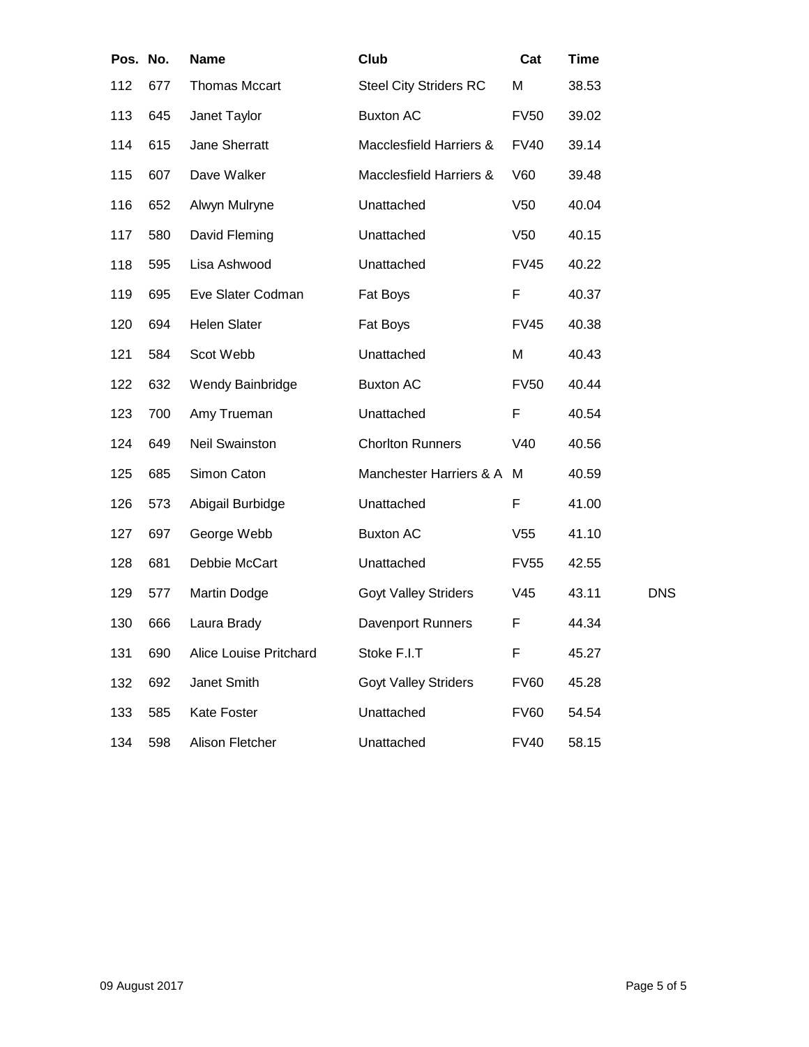| Pos. | No. | Name | Club | Cat | Time | |
|---|---|---|---|---|---|---|
| 112 | 677 | Thomas Mccart | Steel City Striders RC | M | 38.53 | |
| 113 | 645 | Janet Taylor | Buxton AC | FV50 | 39.02 | |
| 114 | 615 | Jane Sherratt | Macclesfield Harriers & | FV40 | 39.14 | |
| 115 | 607 | Dave Walker | Macclesfield Harriers & | V60 | 39.48 | |
| 116 | 652 | Alwyn Mulryne | Unattached | V50 | 40.04 | |
| 117 | 580 | David Fleming | Unattached | V50 | 40.15 | |
| 118 | 595 | Lisa Ashwood | Unattached | FV45 | 40.22 | |
| 119 | 695 | Eve Slater Codman | Fat Boys | F | 40.37 | |
| 120 | 694 | Helen Slater | Fat Boys | FV45 | 40.38 | |
| 121 | 584 | Scot Webb | Unattached | M | 40.43 | |
| 122 | 632 | Wendy Bainbridge | Buxton AC | FV50 | 40.44 | |
| 123 | 700 | Amy Trueman | Unattached | F | 40.54 | |
| 124 | 649 | Neil Swainston | Chorlton Runners | V40 | 40.56 | |
| 125 | 685 | Simon Caton | Manchester Harriers & A | M | 40.59 | |
| 126 | 573 | Abigail Burbidge | Unattached | F | 41.00 | |
| 127 | 697 | George Webb | Buxton AC | V55 | 41.10 | |
| 128 | 681 | Debbie McCart | Unattached | FV55 | 42.55 | |
| 129 | 577 | Martin Dodge | Goyt Valley Striders | V45 | 43.11 | DNS |
| 130 | 666 | Laura Brady | Davenport Runners | F | 44.34 | |
| 131 | 690 | Alice Louise Pritchard | Stoke F.I.T | F | 45.27 | |
| 132 | 692 | Janet Smith | Goyt Valley Striders | FV60 | 45.28 | |
| 133 | 585 | Kate Foster | Unattached | FV60 | 54.54 | |
| 134 | 598 | Alison Fletcher | Unattached | FV40 | 58.15 | |

09 August 2017